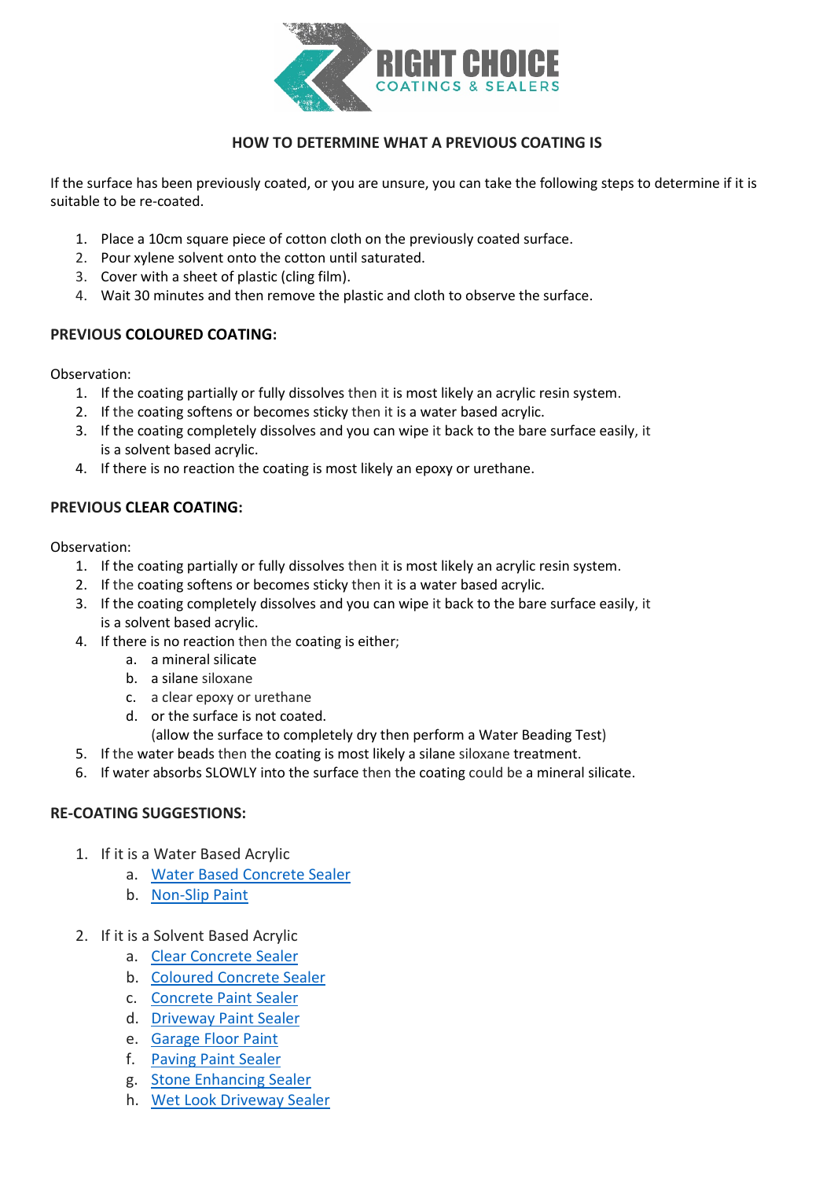RIGHT CHOICE
COATINGS & SEALERS

## HOW TO DETERMINE WHAT A PREVIOUS COATING IS

If the surface has been previously coated, or you are unsure, you can take the following steps to determine if it is suitable to be re-coated.

1. Place a 10cm square piece of cotton cloth on the previously coated surface.
2. Pour xylene solvent onto the cotton until saturated.
3. Cover with a sheet of plastic (cling film).
4. Wait 30 minutes and then remove the plastic and cloth to observe the surface.

### PREVIOUS COLOURED COATING:

Observation:

1. If the coating partially or fully dissolves then it is most likely an acrylic resin system.
2. If the coating softens or becomes sticky then it is a water based acrylic.
3. If the coating completely dissolves and you can wipe it back to the bare surface easily, it is a solvent based acrylic.
4. If there is no reaction the coating is most likely an epoxy or urethane.

### PREVIOUS CLEAR COATING:

Observation:

1. If the coating partially or fully dissolves then it is most likely an acrylic resin system.
2. If the coating softens or becomes sticky then it is a water based acrylic.
3. If the coating completely dissolves and you can wipe it back to the bare surface easily, it is a solvent based acrylic.
4. If there is no reaction then the coating is either;
   a. a mineral silicate
   b. a silane siloxane
   c. a clear epoxy or urethane
   d. or the surface is not coated.
   (allow the surface to completely dry then perform a Water Beading Test)
5. If the water beads then the coating is most likely a silane siloxane treatment.
6. If water absorbs SLOWLY into the surface then the coating could be a mineral silicate.

### RE-COATING SUGGESTIONS:

1. If it is a Water Based Acrylic
   a. Water Based Concrete Sealer
   b. Non-Slip Paint

2. If it is a Solvent Based Acrylic
   a. Clear Concrete Sealer
   b. Coloured Concrete Sealer
   c. Concrete Paint Sealer
   d. Driveway Paint Sealer
   e. Garage Floor Paint
   f. Paving Paint Sealer
   g. Stone Enhancing Sealer
   h. Wet Look Driveway Sealer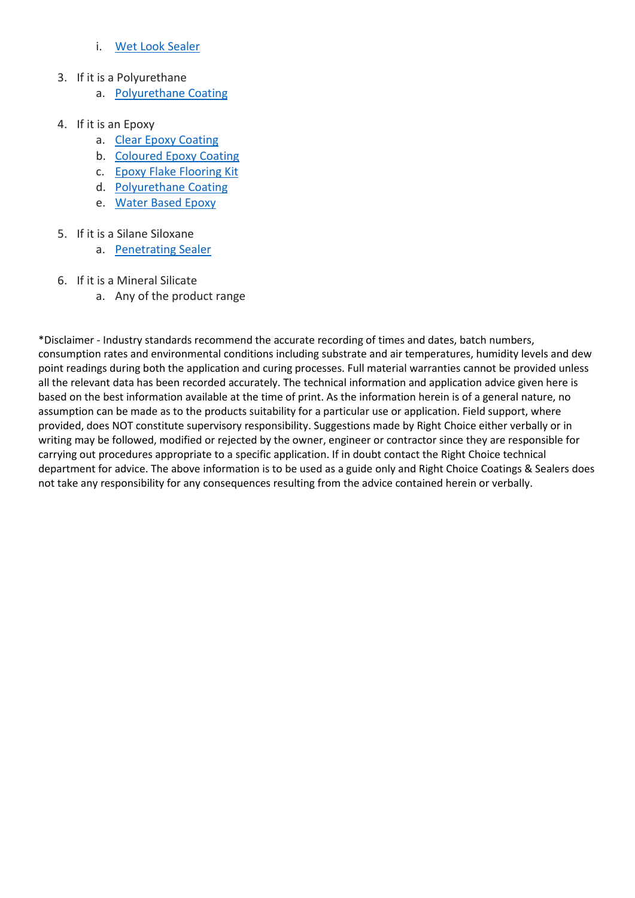i. Wet Look Sealer

3. If it is a Polyurethane
   a. Polyurethane Coating

4. If it is an Epoxy
   a. Clear Epoxy Coating
   b. Coloured Epoxy Coating
   c. Epoxy Flake Flooring Kit
   d. Polyurethane Coating
   e. Water Based Epoxy

5. If it is a Silane Siloxane
   a. Penetrating Sealer

6. If it is a Mineral Silicate
   a. Any of the product range

*Disclaimer - Industry standards recommend the accurate recording of times and dates, batch numbers, consumption rates and environmental conditions including substrate and air temperatures, humidity levels and dew point readings during both the application and curing processes. Full material warranties cannot be provided unless all the relevant data has been recorded accurately. The technical information and application advice given here is based on the best information available at the time of print. As the information herein is of a general nature, no assumption can be made as to the products suitability for a particular use or application. Field support, where provided, does NOT constitute supervisory responsibility. Suggestions made by Right Choice either verbally or in writing may be followed, modified or rejected by the owner, engineer or contractor since they are responsible for carrying out procedures appropriate to a specific application. If in doubt contact the Right Choice technical department for advice. The above information is to be used as a guide only and Right Choice Coatings & Sealers does not take any responsibility for any consequences resulting from the advice contained herein or verbally.